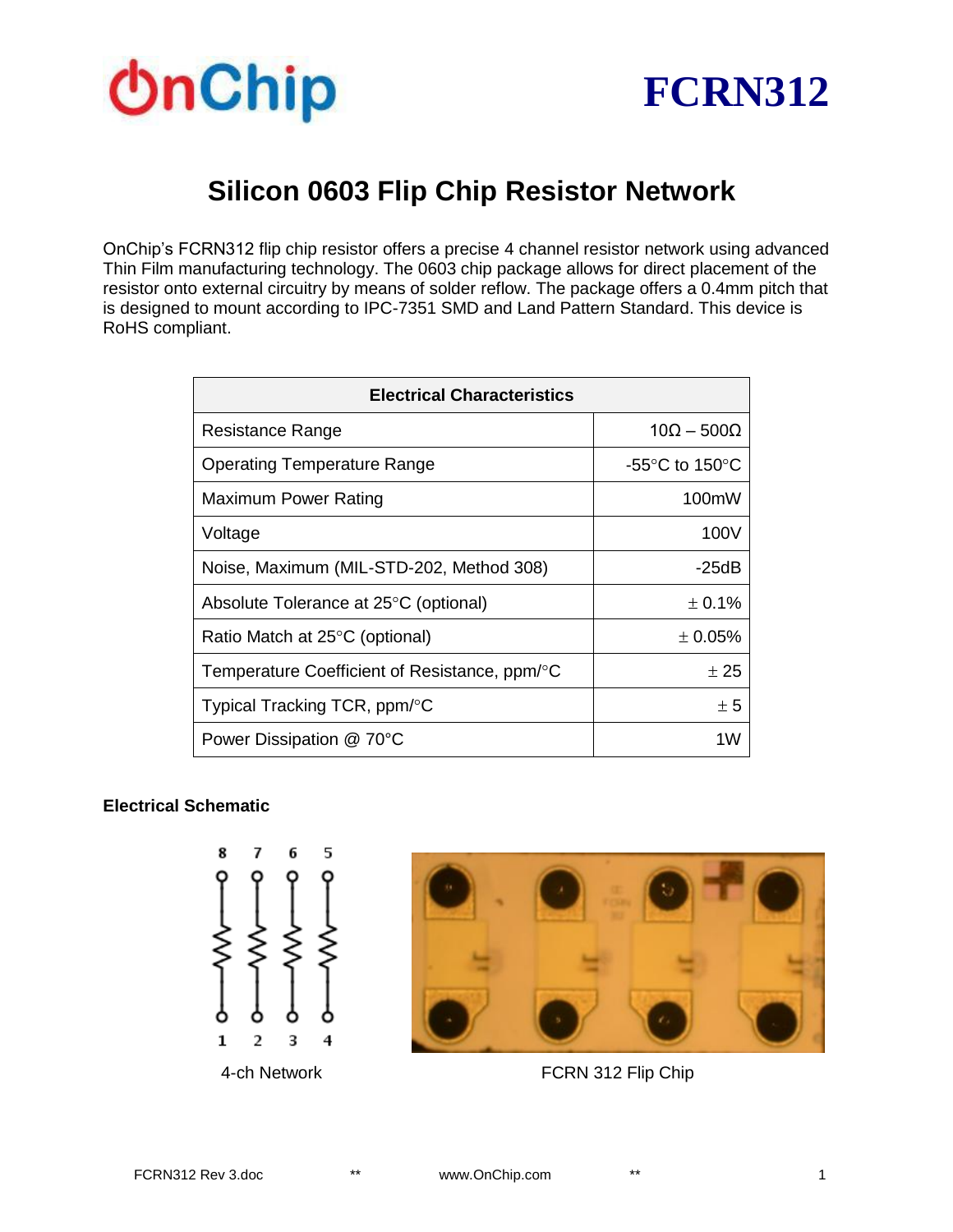# FCRN312

## Silicon 0603 Flip Chip Resistor Network

OnChip's FCRN312 flip chip resistor offers a precise 4 channel resistor network using advanced Thin Film manufacturing technology. The 0603 chip package allows for direct placement of the resistor onto external circuitry by means of solder reflow. The package offers a 0.4mm pitch that is designed to mount according to IPC-7351 SMD and Land Pattern Standard. This device is RoHS compliant.

| Electrical Characteristics | |
|---|---|
| Resistance Range | 10Ω – 500Ω |
| Operating Temperature Range | -55°C to 150°C |
| Maximum Power Rating | 100mW |
| Voltage | 100V |
| Noise, Maximum (MIL-STD-202, Method 308) | -25dB |
| Absolute Tolerance at 25°C (optional) | ± 0.1% |
| Ratio Match at 25°C (optional) | ± 0.05% |
| Temperature Coefficient of Resistance, ppm/°C | ± 25 |
| Typical Tracking TCR, ppm/°C | ± 5 |
| Power Dissipation @ 70°C | 1W |

**Electrical Schematic**

4-ch Network

FCRN 312 Flip Chip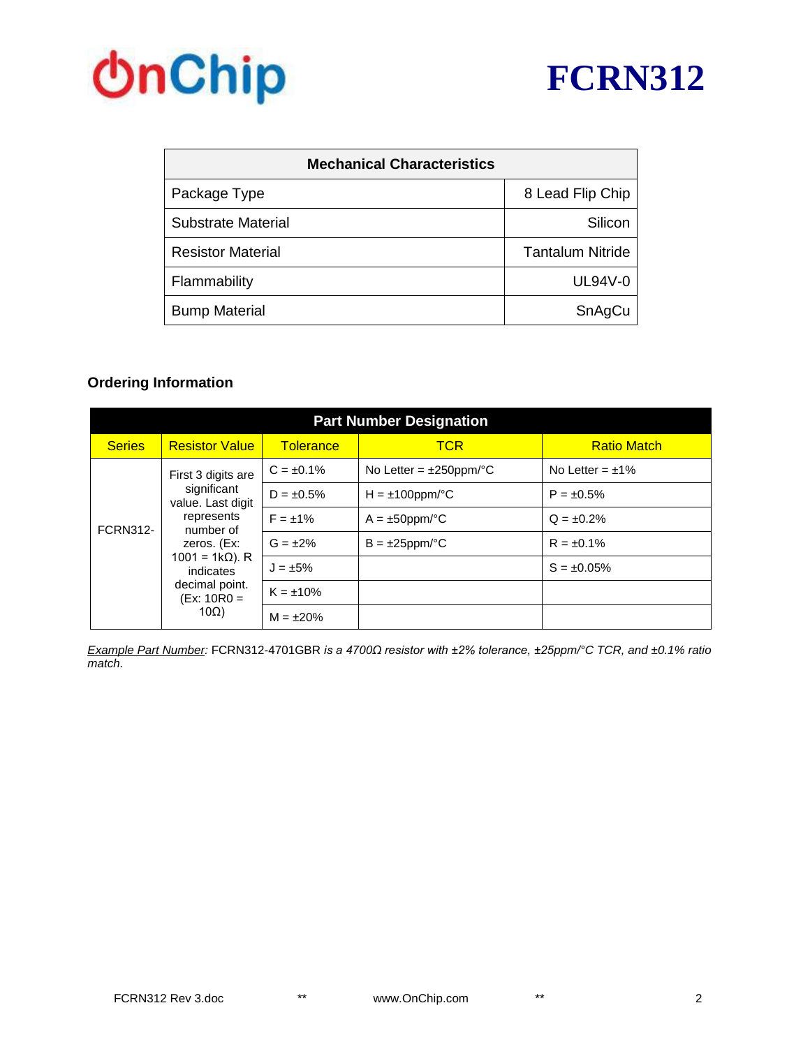# FCRN312

| Mechanical Characteristics | |
|---|---|
| Package Type | 8 Lead Flip Chip |
| Substrate Material | Silicon |
| Resistor Material | Tantalum Nitride |
| Flammability | UL94V-0 |
| Bump Material | SnAgCu |

**Ordering Information**

| Part Number Designation | | | | |
|---|---|---|---|---|
| Series | Resistor Value | Tolerance | TCR | Ratio Match |
| FCRN312- | First 3 digits are significant value. Last digit represents number of zeros. (Ex: 1001 = 1kΩ). R indicates decimal point. (Ex: 10R0 = 10Ω) | C = ±0.1% | No Letter = ±250ppm/°C | No Letter = ±1% |
| | | D = ±0.5% | H = ±100ppm/°C | P = ±0.5% |
| | | F = ±1% | A = ±50ppm/°C | Q = ±0.2% |
| | | G = ±2% | B = ±25ppm/°C | R = ±0.1% |
| | | J = ±5% | | S = ±0.05% |
| | | K = ±10% | | |
| | | M = ±20% | | |

*Example Part Number:* FCRN312-4701GBR *is a 4700Ω resistor with ±2% tolerance, ±25ppm/°C TCR, and ±0.1% ratio match.*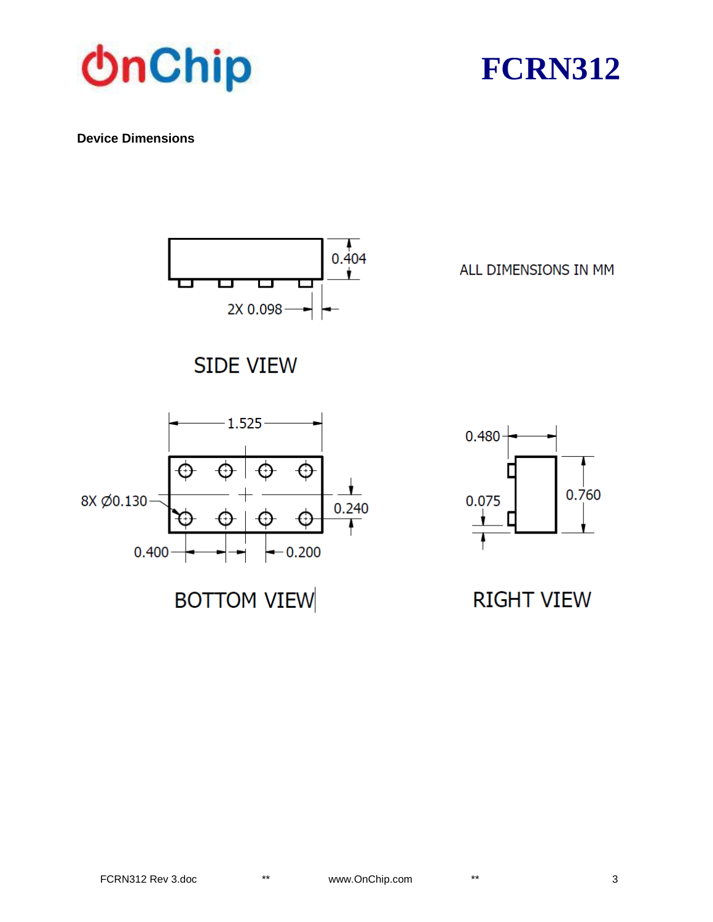**Device Dimensions**

0.404

2X 0.098

SIDE VIEW

ALL DIMENSIONS IN MM

1.525

8X Ø0.130

0.240

0.400

0.200

BOTTOM VIEW

0.480

0.075

0.760

RIGHT VIEW